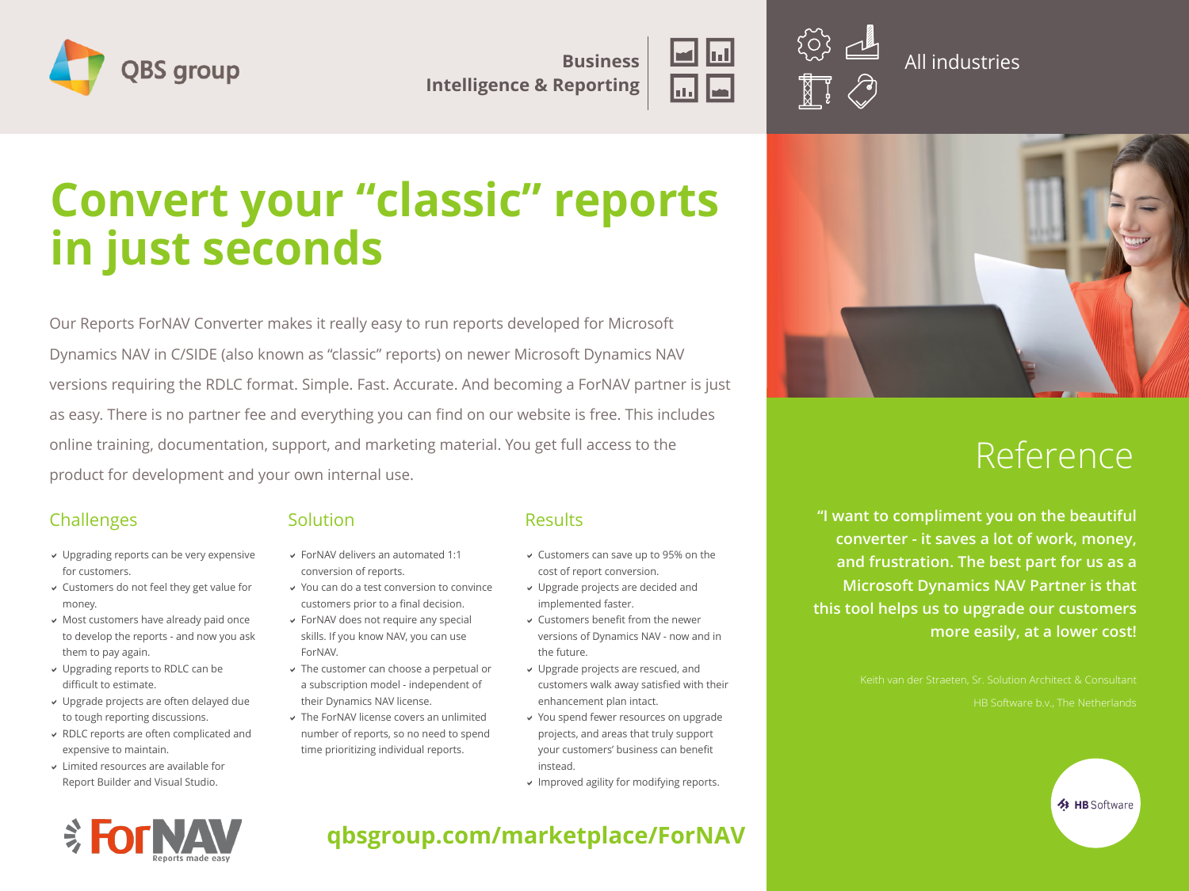QBS group

Business Intelligence & Reporting

All industries

# Convert your "classic" reports in just seconds

Our Reports ForNAV Converter makes it really easy to run reports developed for Microsoft Dynamics NAV in C/SIDE (also known as "classic" reports) on newer Microsoft Dynamics NAV versions requiring the RDLC format. Simple. Fast. Accurate. And becoming a ForNAV partner is just as easy. There is no partner fee and everything you can find on our website is free. This includes online training, documentation, support, and marketing material. You get full access to the product for development and your own internal use.

## Challenges

- Upgrading reports can be very expensive for customers.
- Customers do not feel they get value for money.
- Most customers have already paid once to develop the reports - and now you ask them to pay again.
- Upgrading reports to RDLC can be difficult to estimate.
- Upgrade projects are often delayed due to tough reporting discussions.
- RDLC reports are often complicated and expensive to maintain.
- Limited resources are available for Report Builder and Visual Studio.

## Solution

- ForNAV delivers an automated 1:1 conversion of reports.
- You can do a test conversion to convince customers prior to a final decision.
- ForNAV does not require any special skills. If you know NAV, you can use ForNAV.
- The customer can choose a perpetual or a subscription model - independent of their Dynamics NAV license.
- The ForNAV license covers an unlimited number of reports, so no need to spend time prioritizing individual reports.

## Results

- Customers can save up to 95% on the cost of report conversion.
- Upgrade projects are decided and implemented faster.
- Customers benefit from the newer versions of Dynamics NAV - now and in the future.
- Upgrade projects are rescued, and customers walk away satisfied with their enhancement plan intact.
- You spend fewer resources on upgrade projects, and areas that truly support your customers' business can benefit instead.
- Improved agility for modifying reports.

ForNAV Reports made easy

**qbsgroup.com/marketplace/ForNAV**

## Reference

**"I want to compliment you on the beautiful converter - it saves a lot of work, money, and frustration. The best part for us as a Microsoft Dynamics NAV Partner is that this tool helps us to upgrade our customers more easily, at a lower cost!**

Keith van der Straeten, Sr. Solution Architect & Consultant
HB Software b.v., The Netherlands

HB Software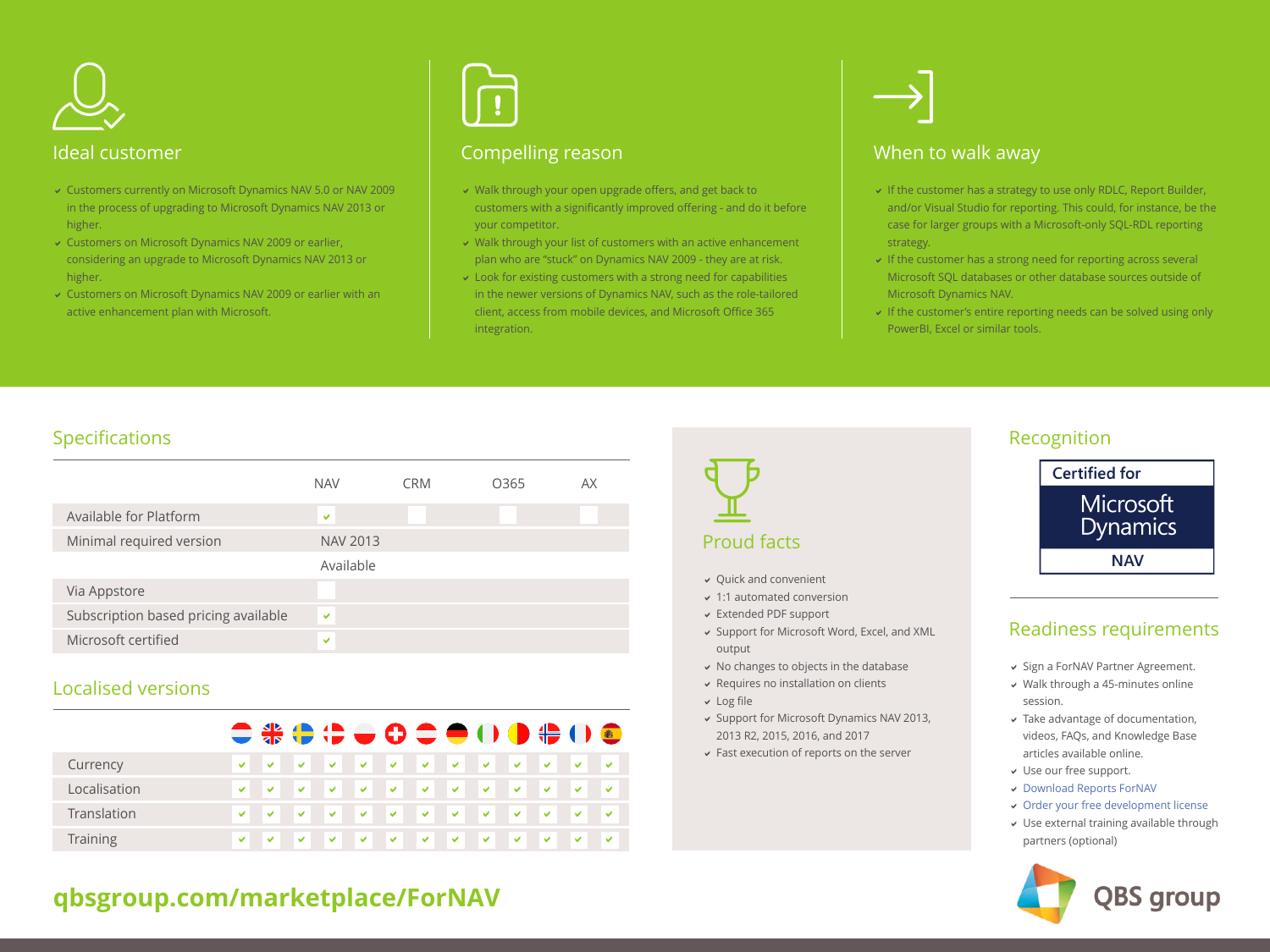## Ideal customer

- Customers currently on Microsoft Dynamics NAV 5.0 or NAV 2009 in the process of upgrading to Microsoft Dynamics NAV 2013 or higher.
- Customers on Microsoft Dynamics NAV 2009 or earlier, considering an upgrade to Microsoft Dynamics NAV 2013 or higher.
- Customers on Microsoft Dynamics NAV 2009 or earlier with an active enhancement plan with Microsoft.

## Compelling reason

- Walk through your open upgrade offers, and get back to customers with a significantly improved offering - and do it before your competitor.
- Walk through your list of customers with an active enhancement plan who are "stuck" on Dynamics NAV 2009 - they are at risk.
- Look for existing customers with a strong need for capabilities in the newer versions of Dynamics NAV, such as the role-tailored client, access from mobile devices, and Microsoft Office 365 integration.

## When to walk away

- If the customer has a strategy to use only RDLC, Report Builder, and/or Visual Studio for reporting. This could, for instance, be the case for larger groups with a Microsoft-only SQL-RDL reporting strategy.
- If the customer has a strong need for reporting across several Microsoft SQL databases or other database sources outside of Microsoft Dynamics NAV.
- If the customer's entire reporting needs can be solved using only PowerBI, Excel or similar tools.

## Specifications

| | NAV | CRM | O365 | AX |
|---|---|---|---|---|
| Available for Platform | ✔ | | | |
| Minimal required version | NAV 2013 | | | |
| | Available | | | |
| Via Appstore | | | | |
| Subscription based pricing available | ✔ | | | |
| Microsoft certified | ✔ | | | |

## Localised versions

| | | | | | | | | | | | | | |
|---|---|---|---|---|---|---|---|---|---|---|---|---|---|
| Currency | ✔ | ✔ | ✔ | ✔ | ✔ | ✔ | ✔ | ✔ | ✔ | ✔ | ✔ | ✔ | ✔ |
| Localisation | ✔ | ✔ | ✔ | ✔ | ✔ | ✔ | ✔ | ✔ | ✔ | ✔ | ✔ | ✔ | ✔ |
| Translation | ✔ | ✔ | ✔ | ✔ | ✔ | ✔ | ✔ | ✔ | ✔ | ✔ | ✔ | ✔ | ✔ |
| Training | ✔ | ✔ | ✔ | ✔ | ✔ | ✔ | ✔ | ✔ | ✔ | ✔ | ✔ | ✔ | ✔ |

## Proud facts

- Quick and convenient
- 1:1 automated conversion
- Extended PDF support
- Support for Microsoft Word, Excel, and XML output
- No changes to objects in the database
- Requires no installation on clients
- Log file
- Support for Microsoft Dynamics NAV 2013, 2013 R2, 2015, 2016, and 2017
- Fast execution of reports on the server

## Recognition

Certified for Microsoft Dynamics NAV

## Readiness requirements

- Sign a ForNAV Partner Agreement.
- Walk through a 45-minutes online session.
- Take advantage of documentation, videos, FAQs, and Knowledge Base articles available online.
- Use our free support.
- Download Reports ForNAV
- Order your free development license
- Use external training available through partners (optional)

**qbsgroup.com/marketplace/ForNAV**

QBS group